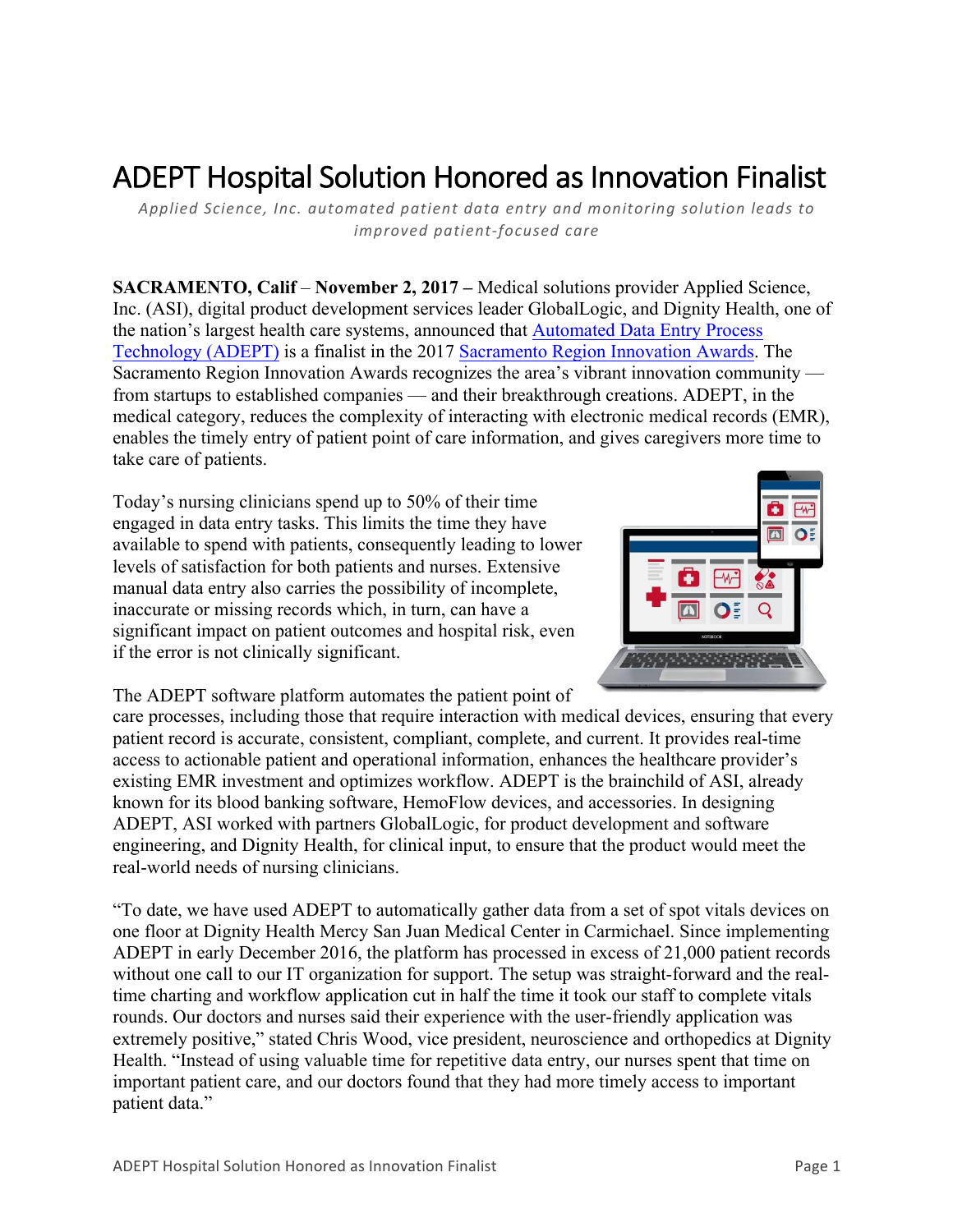# ADEPT Hospital Solution Honored as Innovation Finalist

*Applied Science, Inc. automated patient data entry and monitoring solution leads to improved patient-focused care*

**SACRAMENTO, Calif** – **November 2, 2017 –** Medical solutions provider Applied Science, Inc. (ASI), digital product development services leader GlobalLogic, and Dignity Health, one of the nation's largest health care systems, announced that Automated Data Entry Process Technology (ADEPT) is a finalist in the 2017 Sacramento Region Innovation Awards. The Sacramento Region Innovation Awards recognizes the area's vibrant innovation community — from startups to established companies — and their breakthrough creations. ADEPT, in the medical category, reduces the complexity of interacting with electronic medical records (EMR), enables the timely entry of patient point of care information, and gives caregivers more time to take care of patients.

Today's nursing clinicians spend up to 50% of their time engaged in data entry tasks. This limits the time they have available to spend with patients, consequently leading to lower levels of satisfaction for both patients and nurses. Extensive manual data entry also carries the possibility of incomplete, inaccurate or missing records which, in turn, can have a significant impact on patient outcomes and hospital risk, even if the error is not clinically significant.

The ADEPT software platform automates the patient point of care processes, including those that require interaction with medical devices, ensuring that every patient record is accurate, consistent, compliant, complete, and current. It provides real-time access to actionable patient and operational information, enhances the healthcare provider's existing EMR investment and optimizes workflow. ADEPT is the brainchild of ASI, already known for its blood banking software, HemoFlow devices, and accessories. In designing ADEPT, ASI worked with partners GlobalLogic, for product development and software engineering, and Dignity Health, for clinical input, to ensure that the product would meet the real-world needs of nursing clinicians.

"To date, we have used ADEPT to automatically gather data from a set of spot vitals devices on one floor at Dignity Health Mercy San Juan Medical Center in Carmichael. Since implementing ADEPT in early December 2016, the platform has processed in excess of 21,000 patient records without one call to our IT organization for support. The setup was straight-forward and the real-time charting and workflow application cut in half the time it took our staff to complete vitals rounds. Our doctors and nurses said their experience with the user-friendly application was extremely positive," stated Chris Wood, vice president, neuroscience and orthopedics at Dignity Health. "Instead of using valuable time for repetitive data entry, our nurses spent that time on important patient care, and our doctors found that they had more timely access to important patient data."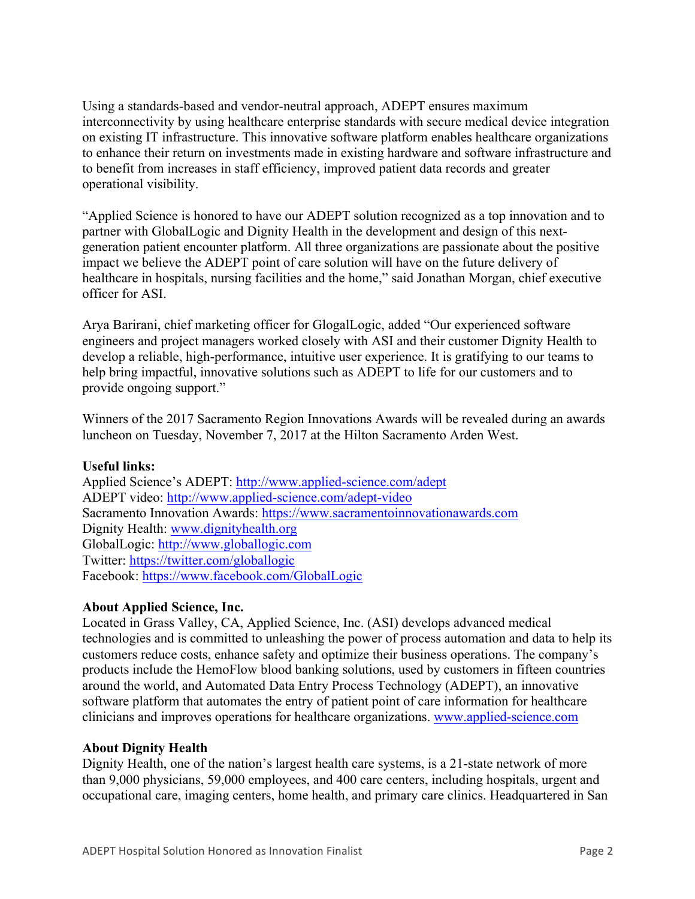Using a standards-based and vendor-neutral approach, ADEPT ensures maximum interconnectivity by using healthcare enterprise standards with secure medical device integration on existing IT infrastructure. This innovative software platform enables healthcare organizations to enhance their return on investments made in existing hardware and software infrastructure and to benefit from increases in staff efficiency, improved patient data records and greater operational visibility.

"Applied Science is honored to have our ADEPT solution recognized as a top innovation and to partner with GlobalLogic and Dignity Health in the development and design of this next-generation patient encounter platform. All three organizations are passionate about the positive impact we believe the ADEPT point of care solution will have on the future delivery of healthcare in hospitals, nursing facilities and the home," said Jonathan Morgan, chief executive officer for ASI.

Arya Barirani, chief marketing officer for GlogalLogic, added "Our experienced software engineers and project managers worked closely with ASI and their customer Dignity Health to develop a reliable, high-performance, intuitive user experience. It is gratifying to our teams to help bring impactful, innovative solutions such as ADEPT to life for our customers and to provide ongoing support."

Winners of the 2017 Sacramento Region Innovations Awards will be revealed during an awards luncheon on Tuesday, November 7, 2017 at the Hilton Sacramento Arden West.

**Useful links:**
Applied Science's ADEPT: http://www.applied-science.com/adept
ADEPT video: http://www.applied-science.com/adept-video
Sacramento Innovation Awards: https://www.sacramentoinnovationawards.com
Dignity Health: www.dignityhealth.org
GlobalLogic: http://www.globallogic.com
Twitter: https://twitter.com/globallogic
Facebook: https://www.facebook.com/GlobalLogic

**About Applied Science, Inc.**
Located in Grass Valley, CA, Applied Science, Inc. (ASI) develops advanced medical technologies and is committed to unleashing the power of process automation and data to help its customers reduce costs, enhance safety and optimize their business operations. The company's products include the HemoFlow blood banking solutions, used by customers in fifteen countries around the world, and Automated Data Entry Process Technology (ADEPT), an innovative software platform that automates the entry of patient point of care information for healthcare clinicians and improves operations for healthcare organizations. www.applied-science.com

**About Dignity Health**
Dignity Health, one of the nation's largest health care systems, is a 21-state network of more than 9,000 physicians, 59,000 employees, and 400 care centers, including hospitals, urgent and occupational care, imaging centers, home health, and primary care clinics. Headquartered in San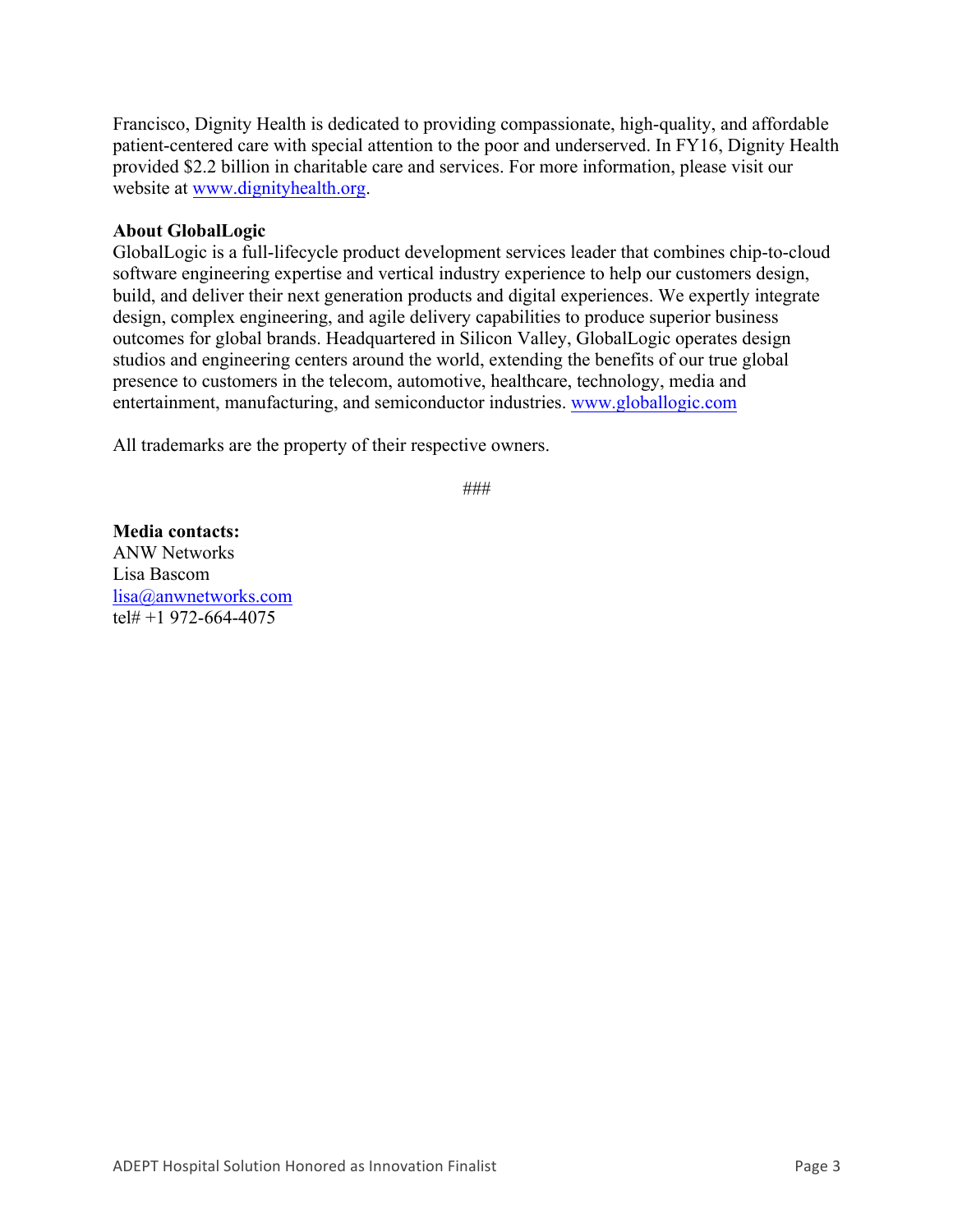Francisco, Dignity Health is dedicated to providing compassionate, high-quality, and affordable patient-centered care with special attention to the poor and underserved. In FY16, Dignity Health provided $2.2 billion in charitable care and services. For more information, please visit our website at www.dignityhealth.org.

**About GlobalLogic**
GlobalLogic is a full-lifecycle product development services leader that combines chip-to-cloud software engineering expertise and vertical industry experience to help our customers design, build, and deliver their next generation products and digital experiences. We expertly integrate design, complex engineering, and agile delivery capabilities to produce superior business outcomes for global brands. Headquartered in Silicon Valley, GlobalLogic operates design studios and engineering centers around the world, extending the benefits of our true global presence to customers in the telecom, automotive, healthcare, technology, media and entertainment, manufacturing, and semiconductor industries. www.globallogic.com

All trademarks are the property of their respective owners.

###

**Media contacts:**
ANW Networks
Lisa Bascom
lisa@anwnetworks.com
tel# +1 972-664-4075